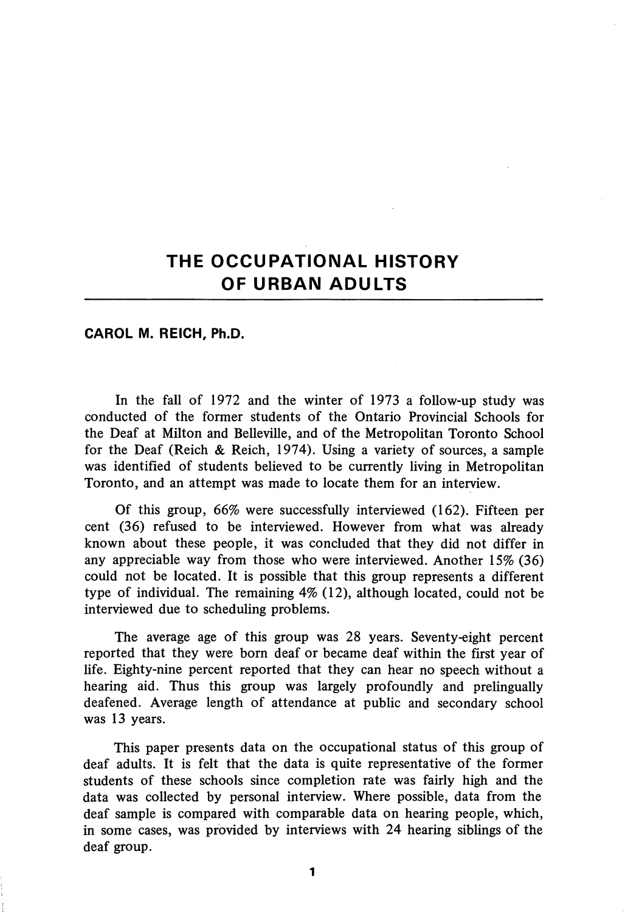# THE OCCUPATIONAL HISTORY OF URBAN ADULTS

**CAROL M. REICH, Ph.D.**

In the fall of 1972 and the winter of 1973 a follow-up study was conducted of the former students of the Ontario Provincial Schools for the Deaf at Milton and Belleville, and of the Metropolitan Toronto School for the Deaf (Reich & Reich, 1974). Using a variety of sources, a sample was identified of students believed to be currently living in Metropolitan Toronto, and an attempt was made to locate them for an interview.

Of this group, 66% were successfully interviewed (162). Fifteen per cent (36) refused to be interviewed. However from what was already known about these people, it was concluded that they did not differ in any appreciable way from those who were interviewed. Another 15% (36) could not be located. It is possible that this group represents a different type of individual. The remaining 4% (12), although located, could not be interviewed due to scheduling problems.

The average age of this group was 28 years. Seventy-eight percent reported that they were born deaf or became deaf within the first year of life. Eighty-nine percent reported that they can hear no speech without a hearing aid. Thus this group was largely profoundly and prelingually deafened. Average length of attendance at public and secondary school was 13 years.

This paper presents data on the occupational status of this group of deaf adults. It is felt that the data is quite representative of the former students of these schools since completion rate was fairly high and the data was collected by personal interview. Where possible, data from the deaf sample is compared with comparable data on hearing people, which, in some cases, was provided by interviews with 24 hearing siblings of the deaf group.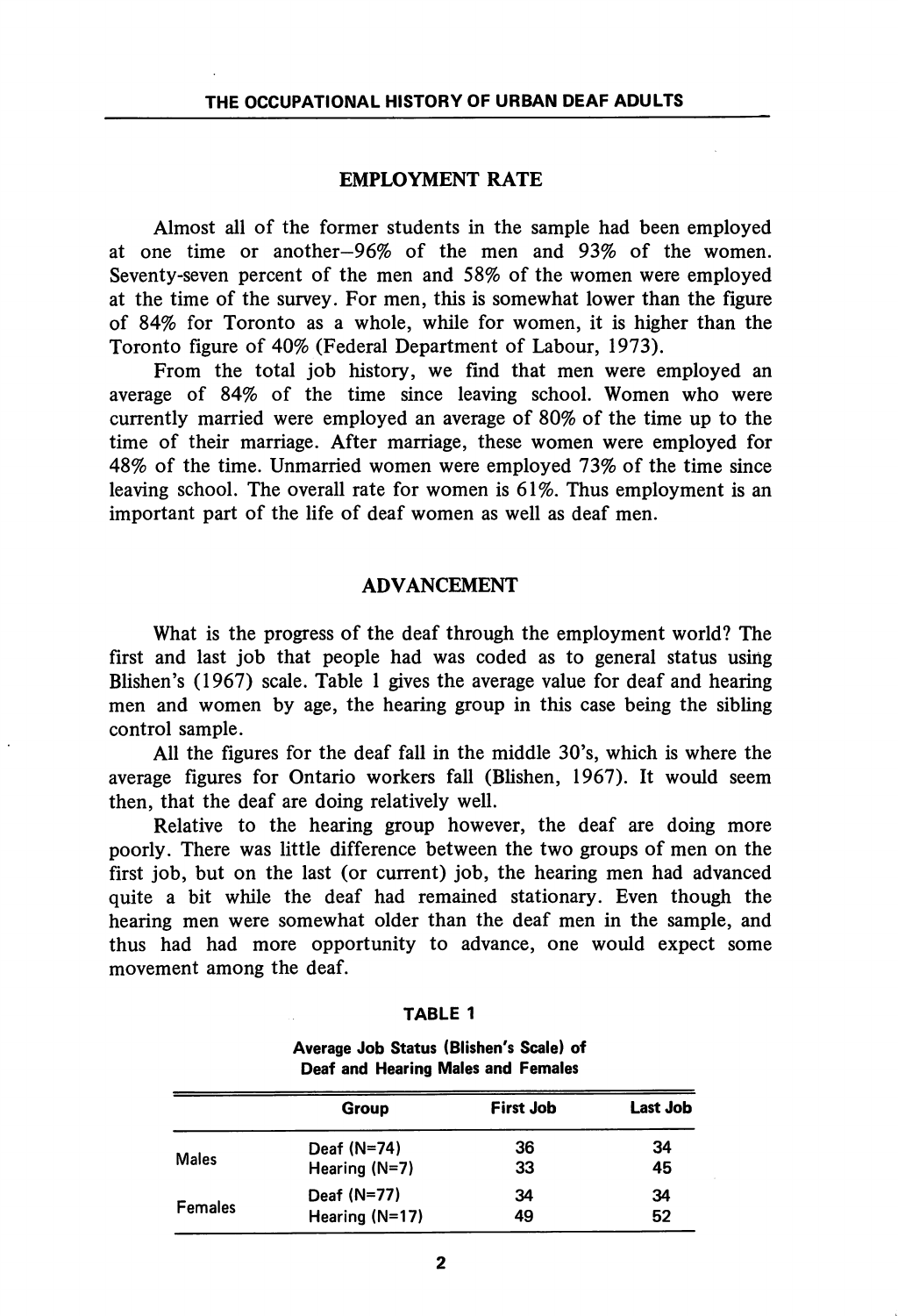## EMPLOYMENT RATE

Almost all of the former students in the sample had been employed at one time or another—96% of the men and 93% of the women. Seventy-seven percent of the men and 58% of the women were employed at the time of the survey. For men, this is somewhat lower than the figure of 84% for Toronto as a whole, while for women, it is higher than the Toronto figure of 40% (Federal Department of Labour, 1973).

From the total job history, we find that men were employed an average of 84% of the time since leaving school. Women who were currently married were employed an average of 80% of the time up to the time of their marriage. After marriage, these women were employed for 48% of the time. Unmarried women were employed 73% of the time since leaving school. The overall rate for women is 61%. Thus employment is an important part of the life of deaf women as well as deaf men.

## ADVANCEMENT

What is the progress of the deaf through the employment world? The first and last job that people had was coded as to general status using Blishen's (1967) scale. Table 1 gives the average value for deaf and hearing men and women by age, the hearing group in this case being the sibling control sample.

All the figures for the deaf fall in the middle 30's, which is where the average figures for Ontario workers fall (Blishen, 1967). It would seem then, that the deaf are doing relatively well.

Relative to the hearing group however, the deaf are doing more poorly. There was little difference between the two groups of men on the first job, but on the last (or current) job, the hearing men had advanced quite a bit while the deaf had remained stationary. Even though the hearing men were somewhat older than the deaf men in the sample, and thus had had more opportunity to advance, one would expect some movement among the deaf.

**TABLE 1**

**Average Job Status (Blishen's Scale) of Deaf and Hearing Males and Females**

| | Group | First Job | Last Job |
|---|---|---|---|
| Males | Deaf (N=74) | 36 | 34 |
| | Hearing (N=7) | 33 | 45 |
| Females | Deaf (N=77) | 34 | 34 |
| | Hearing (N=17) | 49 | 52 |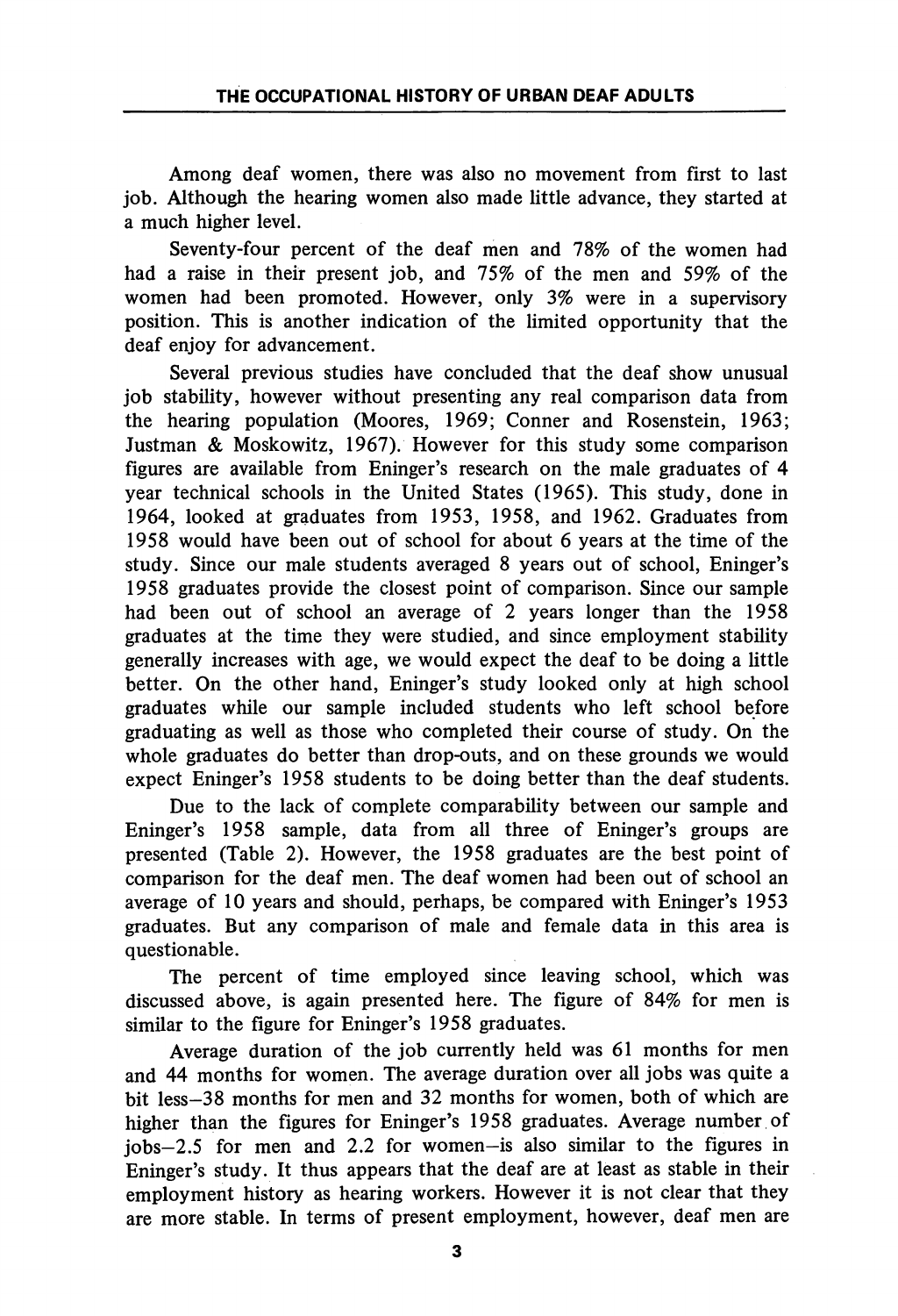Among deaf women, there was also no movement from first to last job. Although the hearing women also made little advance, they started at a much higher level.

Seventy-four percent of the deaf men and 78% of the women had had a raise in their present job, and 75% of the men and 59% of the women had been promoted. However, only 3% were in a supervisory position. This is another indication of the limited opportunity that the deaf enjoy for advancement.

Several previous studies have concluded that the deaf show unusual job stability, however without presenting any real comparison data from the hearing population (Moores, 1969; Conner and Rosenstein, 1963; Justman & Moskowitz, 1967). However for this study some comparison figures are available from Eninger's research on the male graduates of 4 year technical schools in the United States (1965). This study, done in 1964, looked at graduates from 1953, 1958, and 1962. Graduates from 1958 would have been out of school for about 6 years at the time of the study. Since our male students averaged 8 years out of school, Eninger's 1958 graduates provide the closest point of comparison. Since our sample had been out of school an average of 2 years longer than the 1958 graduates at the time they were studied, and since employment stability generally increases with age, we would expect the deaf to be doing a little better. On the other hand, Eninger's study looked only at high school graduates while our sample included students who left school before graduating as well as those who completed their course of study. On the whole graduates do better than drop-outs, and on these grounds we would expect Eninger's 1958 students to be doing better than the deaf students.

Due to the lack of complete comparability between our sample and Eninger's 1958 sample, data from all three of Eninger's groups are presented (Table 2). However, the 1958 graduates are the best point of comparison for the deaf men. The deaf women had been out of school an average of 10 years and should, perhaps, be compared with Eninger's 1953 graduates. But any comparison of male and female data in this area is questionable.

The percent of time employed since leaving school, which was discussed above, is again presented here. The figure of 84% for men is similar to the figure for Eninger's 1958 graduates.

Average duration of the job currently held was 61 months for men and 44 months for women. The average duration over all jobs was quite a bit less–38 months for men and 32 months for women, both of which are higher than the figures for Eninger's 1958 graduates. Average number of jobs–2.5 for men and 2.2 for women–is also similar to the figures in Eninger's study. It thus appears that the deaf are at least as stable in their employment history as hearing workers. However it is not clear that they are more stable. In terms of present employment, however, deaf men are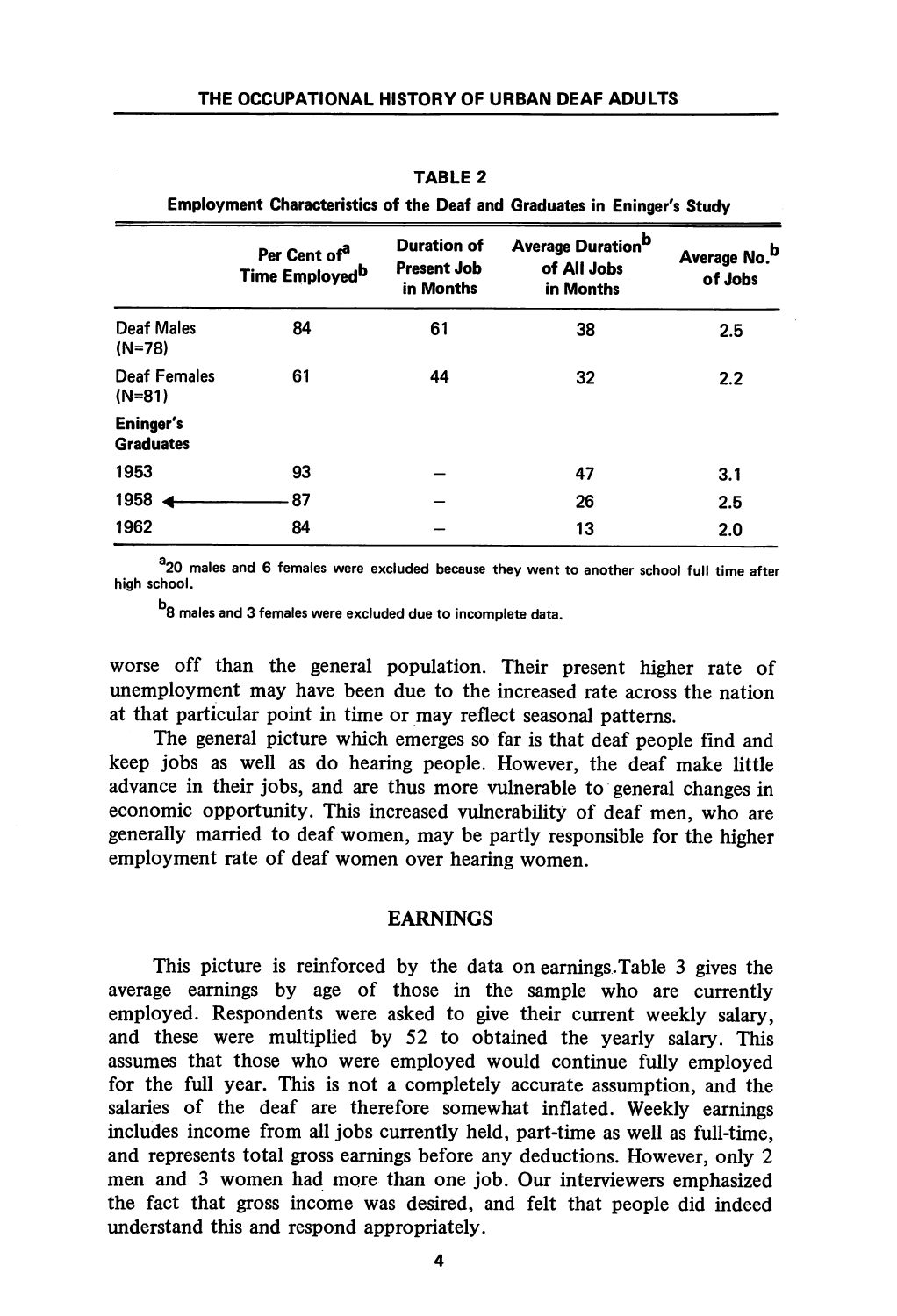**TABLE 2**

**Employment Characteristics of the Deaf and Graduates in Eninger's Study**

| | Per Cent of[a] Time Employed[b] | Duration of Present Job in Months | Average Duration[b] of All Jobs in Months | Average No.[b] of Jobs |
|---|---|---|---|---|
| Deaf Males (N=78) | 84 | 61 | 38 | 2.5 |
| Deaf Females (N=81) | 61 | 44 | 32 | 2.2 |
| **Eninger's Graduates** | | | | |
| 1953 | 93 | – | 47 | 3.1 |
| 1958 ← | 87 | – | 26 | 2.5 |
| 1962 | 84 | – | 13 | 2.0 |

[a]20 males and 6 females were excluded because they went to another school full time after high school.

[b]8 males and 3 females were excluded due to incomplete data.

worse off than the general population. Their present higher rate of unemployment may have been due to the increased rate across the nation at that particular point in time or may reflect seasonal patterns.

The general picture which emerges so far is that deaf people find and keep jobs as well as do hearing people. However, the deaf make little advance in their jobs, and are thus more vulnerable to general changes in economic opportunity. This increased vulnerability of deaf men, who are generally married to deaf women, may be partly responsible for the higher employment rate of deaf women over hearing women.

## EARNINGS

This picture is reinforced by the data on earnings. Table 3 gives the average earnings by age of those in the sample who are currently employed. Respondents were asked to give their current weekly salary, and these were multiplied by 52 to obtained the yearly salary. This assumes that those who were employed would continue fully employed for the full year. This is not a completely accurate assumption, and the salaries of the deaf are therefore somewhat inflated. Weekly earnings includes income from all jobs currently held, part-time as well as full-time, and represents total gross earnings before any deductions. However, only 2 men and 3 women had more than one job. Our interviewers emphasized the fact that gross income was desired, and felt that people did indeed understand this and respond appropriately.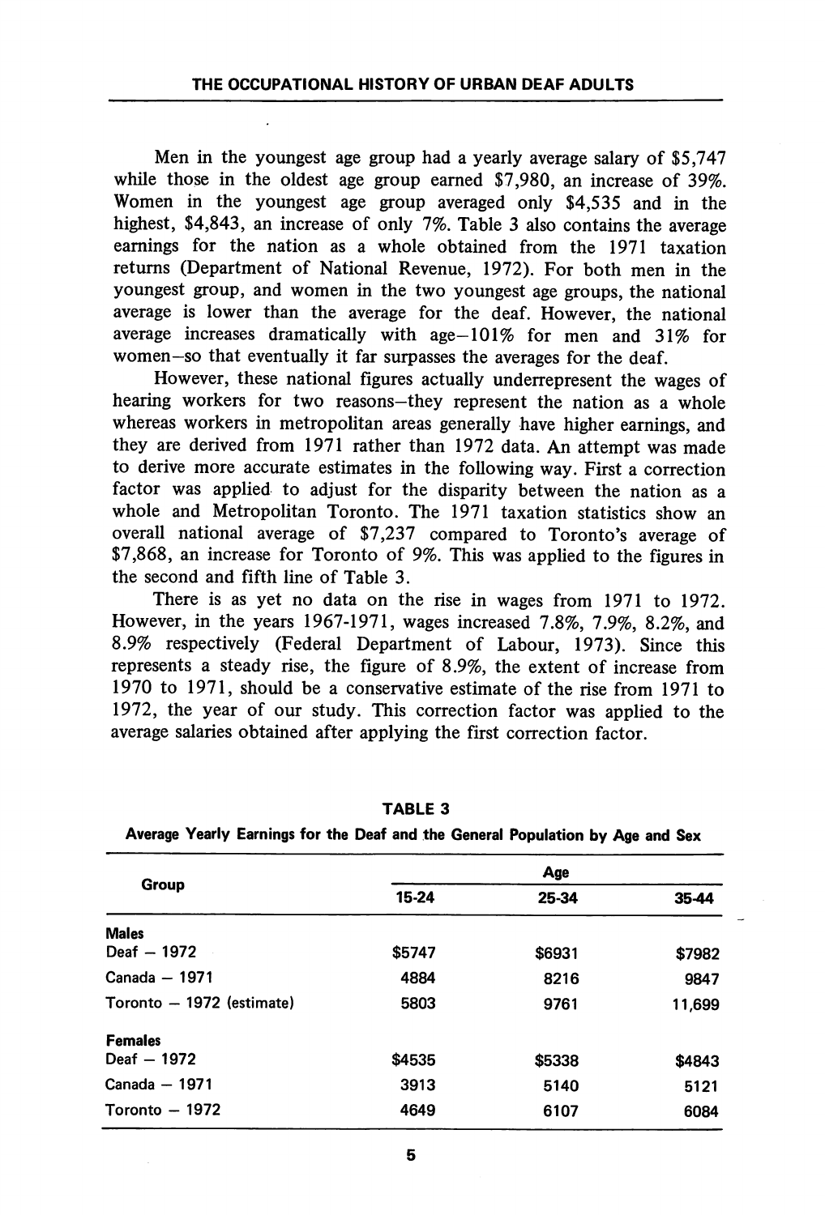Men in the youngest age group had a yearly average salary of $5,747 while those in the oldest age group earned $7,980, an increase of 39%. Women in the youngest age group averaged only $4,535 and in the highest, $4,843, an increase of only 7%. Table 3 also contains the average earnings for the nation as a whole obtained from the 1971 taxation returns (Department of National Revenue, 1972). For both men in the youngest group, and women in the two youngest age groups, the national average is lower than the average for the deaf. However, the national average increases dramatically with age—101% for men and 31% for women—so that eventually it far surpasses the averages for the deaf.

However, these national figures actually underrepresent the wages of hearing workers for two reasons—they represent the nation as a whole whereas workers in metropolitan areas generally have higher earnings, and they are derived from 1971 rather than 1972 data. An attempt was made to derive more accurate estimates in the following way. First a correction factor was applied to adjust for the disparity between the nation as a whole and Metropolitan Toronto. The 1971 taxation statistics show an overall national average of $7,237 compared to Toronto's average of $7,868, an increase for Toronto of 9%. This was applied to the figures in the second and fifth line of Table 3.

There is as yet no data on the rise in wages from 1971 to 1972. However, in the years 1967-1971, wages increased 7.8%, 7.9%, 8.2%, and 8.9% respectively (Federal Department of Labour, 1973). Since this represents a steady rise, the figure of 8.9%, the extent of increase from 1970 to 1971, should be a conservative estimate of the rise from 1971 to 1972, the year of our study. This correction factor was applied to the average salaries obtained after applying the first correction factor.

**TABLE 3**

**Average Yearly Earnings for the Deaf and the General Population by Age and Sex**

| Group | Age | | |
|---|---|---|---|
| | 15-24 | 25-34 | 35-44 |
| **Males** | | | |
| Deaf – 1972 | $5747 | $6931 | $7982 |
| Canada – 1971 | 4884 | 8216 | 9847 |
| Toronto – 1972 (estimate) | 5803 | 9761 | 11,699 |
| **Females** | | | |
| Deaf – 1972 | $4535 | $5338 | $4843 |
| Canada – 1971 | 3913 | 5140 | 5121 |
| Toronto – 1972 | 4649 | 6107 | 6084 |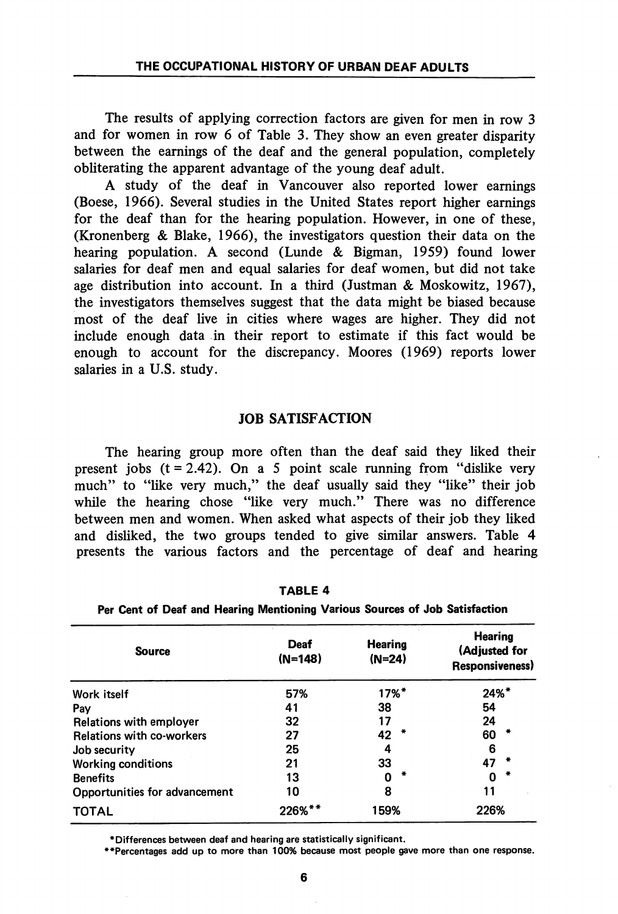The results of applying correction factors are given for men in row 3 and for women in row 6 of Table 3. They show an even greater disparity between the earnings of the deaf and the general population, completely obliterating the apparent advantage of the young deaf adult.

A study of the deaf in Vancouver also reported lower earnings (Boese, 1966). Several studies in the United States report higher earnings for the deaf than for the hearing population. However, in one of these, (Kronenberg & Blake, 1966), the investigators question their data on the hearing population. A second (Lunde & Bigman, 1959) found lower salaries for deaf men and equal salaries for deaf women, but did not take age distribution into account. In a third (Justman & Moskowitz, 1967), the investigators themselves suggest that the data might be biased because most of the deaf live in cities where wages are higher. They did not include enough data in their report to estimate if this fact would be enough to account for the discrepancy. Moores (1969) reports lower salaries in a U.S. study.

## JOB SATISFACTION

The hearing group more often than the deaf said they liked their present jobs ($t = 2.42$). On a 5 point scale running from "dislike very much" to "like very much," the deaf usually said they "like" their job while the hearing chose "like very much." There was no difference between men and women. When asked what aspects of their job they liked and disliked, the two groups tended to give similar answers. Table 4 presents the various factors and the percentage of deaf and hearing

**TABLE 4**

**Per Cent of Deaf and Hearing Mentioning Various Sources of Job Satisfaction**

| Source | Deaf (N=148) | Hearing (N=24) | Hearing (Adjusted for Responsiveness) |
|---|---|---|---|
| Work itself | 57% | 17%* | 24%* |
| Pay | 41 | 38 | 54 |
| Relations with employer | 32 | 17 | 24 |
| Relations with co-workers | 27 | 42 * | 60 * |
| Job security | 25 | 4 | 6 |
| Working conditions | 21 | 33 | 47 * |
| Benefits | 13 | 0 * | 0 * |
| Opportunities for advancement | 10 | 8 | 11 |
| TOTAL | 226%** | 159% | 226% |

*Differences between deaf and hearing are statistically significant.

**Percentages add up to more than 100% because most people gave more than one response.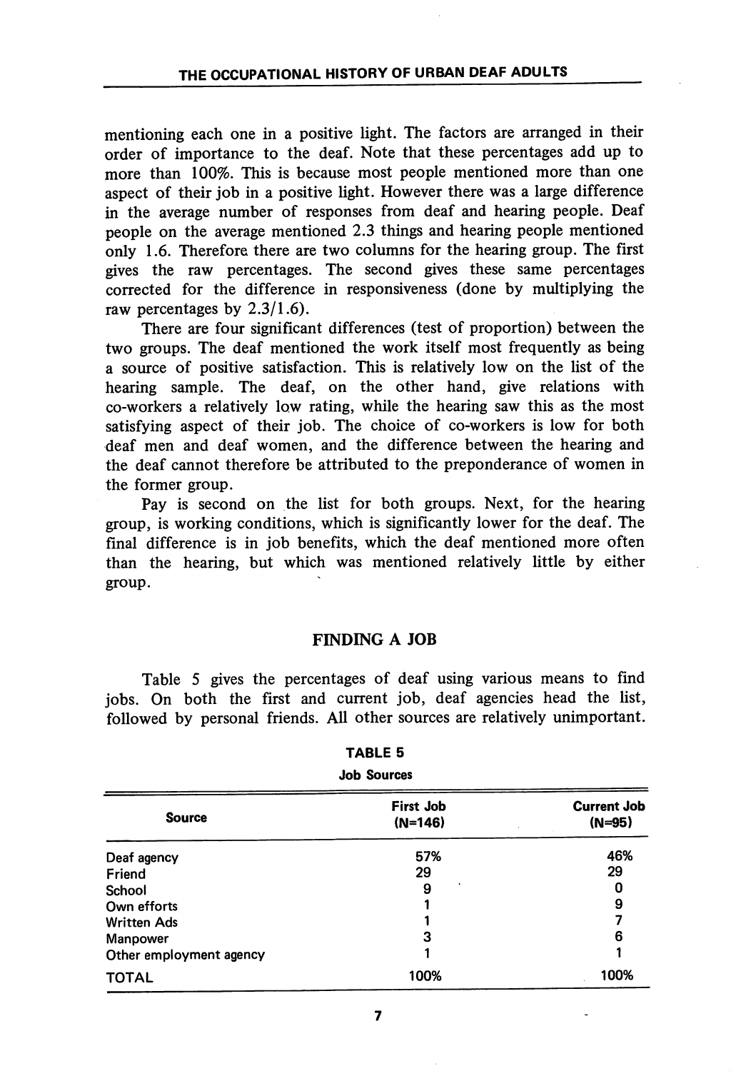mentioning each one in a positive light. The factors are arranged in their order of importance to the deaf. Note that these percentages add up to more than 100%. This is because most people mentioned more than one aspect of their job in a positive light. However there was a large difference in the average number of responses from deaf and hearing people. Deaf people on the average mentioned 2.3 things and hearing people mentioned only 1.6. Therefore there are two columns for the hearing group. The first gives the raw percentages. The second gives these same percentages corrected for the difference in responsiveness (done by multiplying the raw percentages by 2.3/1.6).

There are four significant differences (test of proportion) between the two groups. The deaf mentioned the work itself most frequently as being a source of positive satisfaction. This is relatively low on the list of the hearing sample. The deaf, on the other hand, give relations with co-workers a relatively low rating, while the hearing saw this as the most satisfying aspect of their job. The choice of co-workers is low for both deaf men and deaf women, and the difference between the hearing and the deaf cannot therefore be attributed to the preponderance of women in the former group.

Pay is second on the list for both groups. Next, for the hearing group, is working conditions, which is significantly lower for the deaf. The final difference is in job benefits, which the deaf mentioned more often than the hearing, but which was mentioned relatively little by either group.

## FINDING A JOB

Table 5 gives the percentages of deaf using various means to find jobs. On both the first and current job, deaf agencies head the list, followed by personal friends. All other sources are relatively unimportant.

**TABLE 5**
**Job Sources**

| Source | First Job (N=146) | Current Job (N=95) |
|---|---|---|
| Deaf agency | 57% | 46% |
| Friend | 29 | 29 |
| School | 9 | 0 |
| Own efforts | 1 | 9 |
| Written Ads | 1 | 7 |
| Manpower | 3 | 6 |
| Other employment agency | 1 | 1 |
| TOTAL | 100% | 100% |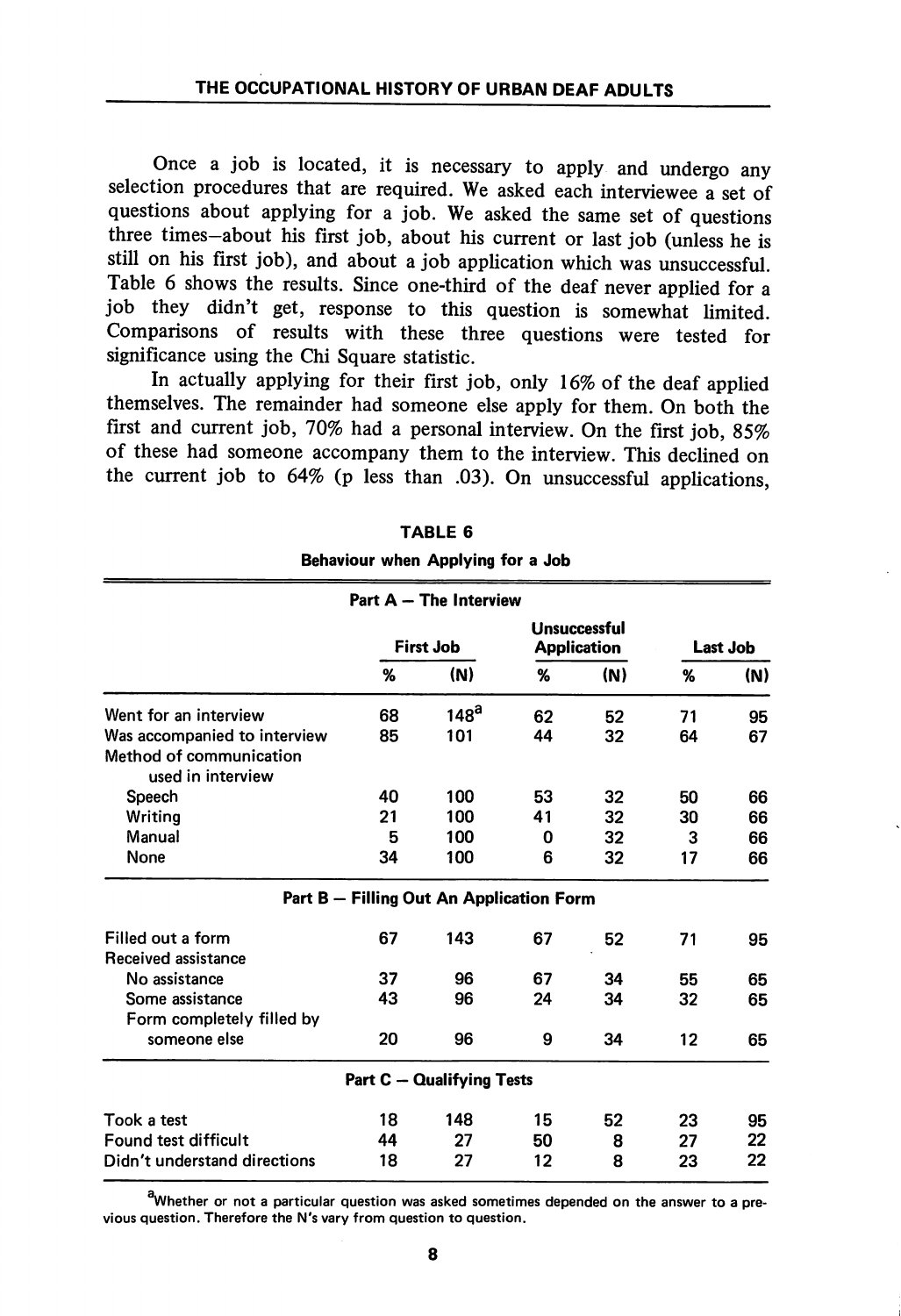Once a job is located, it is necessary to apply and undergo any selection procedures that are required. We asked each interviewee a set of questions about applying for a job. We asked the same set of questions three times—about his first job, about his current or last job (unless he is still on his first job), and about a job application which was unsuccessful. Table 6 shows the results. Since one-third of the deaf never applied for a job they didn't get, response to this question is somewhat limited. Comparisons of results with these three questions were tested for significance using the Chi Square statistic.

In actually applying for their first job, only 16% of the deaf applied themselves. The remainder had someone else apply for them. On both the first and current job, 70% had a personal interview. On the first job, 85% of these had someone accompany them to the interview. This declined on the current job to 64% (p less than .03). On unsuccessful applications,

**TABLE 6**

**Behaviour when Applying for a Job**

| | First Job | | Unsuccessful Application | | Last Job | |
|---|---|---|---|---|---|---|
| | % | (N) | % | (N) | % | (N) |
| **Part A — The Interview** | | | | | | |
| Went for an interview | 68 | 148[a] | 62 | 52 | 71 | 95 |
| Was accompanied to interview | 85 | 101 | 44 | 32 | 64 | 67 |
| Method of communication used in interview | | | | | | |
| Speech | 40 | 100 | 53 | 32 | 50 | 66 |
| Writing | 21 | 100 | 41 | 32 | 30 | 66 |
| Manual | 5 | 100 | 0 | 32 | 3 | 66 |
| None | 34 | 100 | 6 | 32 | 17 | 66 |
| **Part B — Filling Out An Application Form** | | | | | | |
| Filled out a form | 67 | 143 | 67 | 52 | 71 | 95 |
| Received assistance | | | | | | |
| No assistance | 37 | 96 | 67 | 34 | 55 | 65 |
| Some assistance | 43 | 96 | 24 | 34 | 32 | 65 |
| Form completely filled by someone else | 20 | 96 | 9 | 34 | 12 | 65 |
| **Part C — Qualifying Tests** | | | | | | |
| Took a test | 18 | 148 | 15 | 52 | 23 | 95 |
| Found test difficult | 44 | 27 | 50 | 8 | 27 | 22 |
| Didn't understand directions | 18 | 27 | 12 | 8 | 23 | 22 |

[a]Whether or not a particular question was asked sometimes depended on the answer to a previous question. Therefore the N's vary from question to question.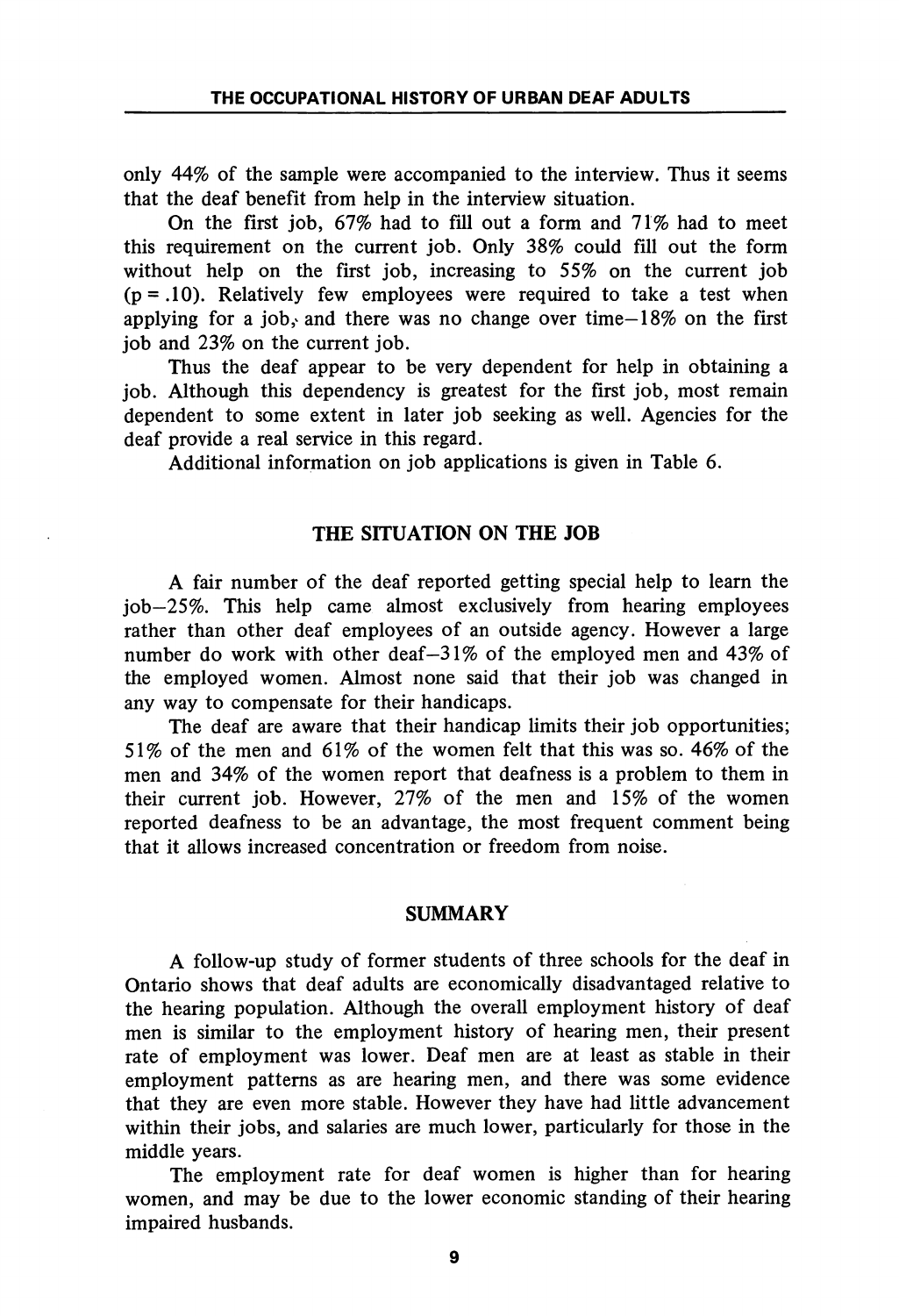only 44% of the sample were accompanied to the interview. Thus it seems that the deaf benefit from help in the interview situation.

On the first job, 67% had to fill out a form and 71% had to meet this requirement on the current job. Only 38% could fill out the form without help on the first job, increasing to 55% on the current job ($p = .10$). Relatively few employees were required to take a test when applying for a job, and there was no change over time—18% on the first job and 23% on the current job.

Thus the deaf appear to be very dependent for help in obtaining a job. Although this dependency is greatest for the first job, most remain dependent to some extent in later job seeking as well. Agencies for the deaf provide a real service in this regard.

Additional information on job applications is given in Table 6.

## THE SITUATION ON THE JOB

A fair number of the deaf reported getting special help to learn the job—25%. This help came almost exclusively from hearing employees rather than other deaf employees of an outside agency. However a large number do work with other deaf—31% of the employed men and 43% of the employed women. Almost none said that their job was changed in any way to compensate for their handicaps.

The deaf are aware that their handicap limits their job opportunities; 51% of the men and 61% of the women felt that this was so. 46% of the men and 34% of the women report that deafness is a problem to them in their current job. However, 27% of the men and 15% of the women reported deafness to be an advantage, the most frequent comment being that it allows increased concentration or freedom from noise.

## SUMMARY

A follow-up study of former students of three schools for the deaf in Ontario shows that deaf adults are economically disadvantaged relative to the hearing population. Although the overall employment history of deaf men is similar to the employment history of hearing men, their present rate of employment was lower. Deaf men are at least as stable in their employment patterns as are hearing men, and there was some evidence that they are even more stable. However they have had little advancement within their jobs, and salaries are much lower, particularly for those in the middle years.

The employment rate for deaf women is higher than for hearing women, and may be due to the lower economic standing of their hearing impaired husbands.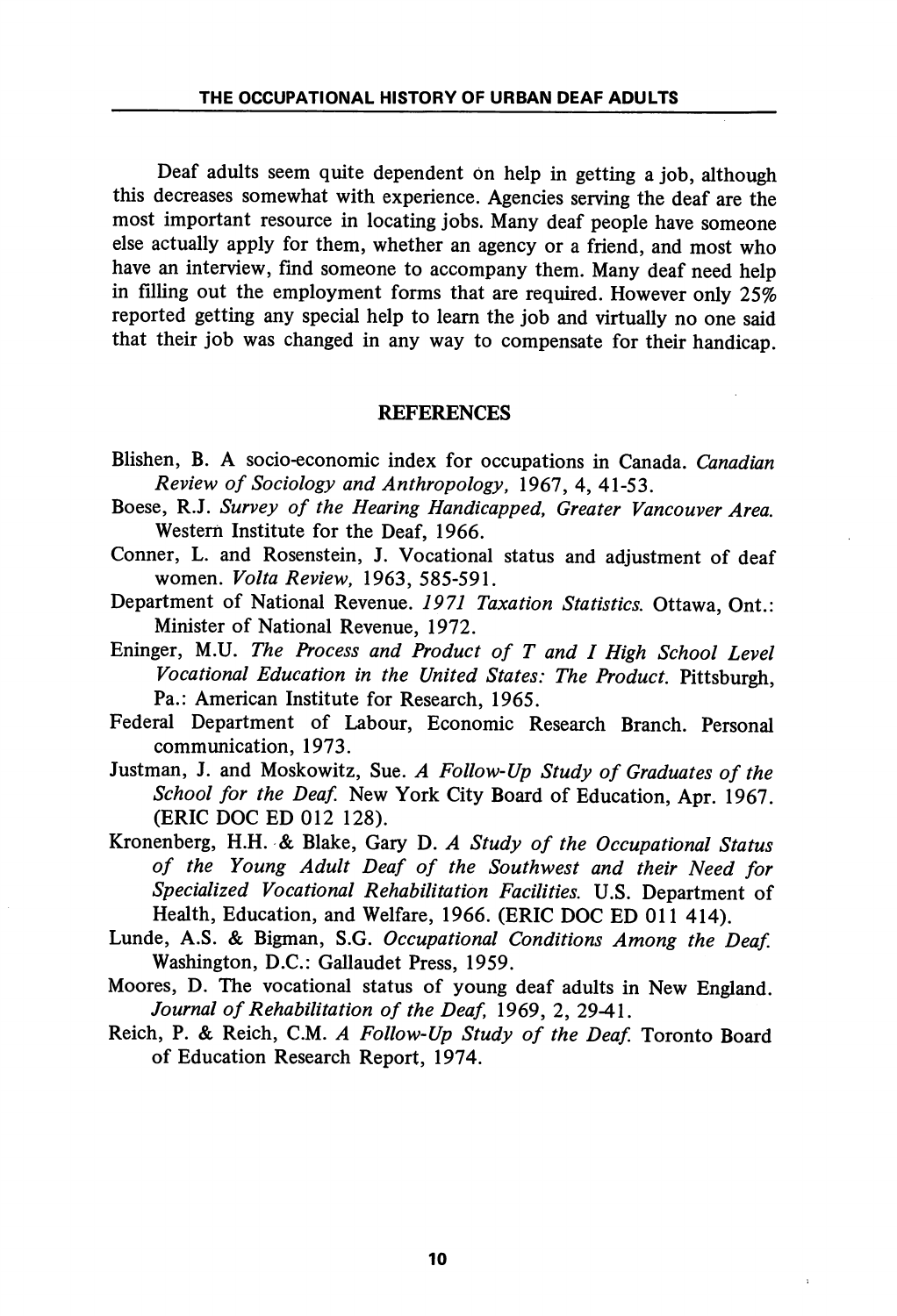Deaf adults seem quite dependent on help in getting a job, although this decreases somewhat with experience. Agencies serving the deaf are the most important resource in locating jobs. Many deaf people have someone else actually apply for them, whether an agency or a friend, and most who have an interview, find someone to accompany them. Many deaf need help in filling out the employment forms that are required. However only 25% reported getting any special help to learn the job and virtually no one said that their job was changed in any way to compensate for their handicap.

## REFERENCES

Blishen, B. A socio-economic index for occupations in Canada. *Canadian Review of Sociology and Anthropology,* 1967, 4, 41-53.

Boese, R.J. *Survey of the Hearing Handicapped, Greater Vancouver Area.* Western Institute for the Deaf, 1966.

Conner, L. and Rosenstein, J. Vocational status and adjustment of deaf women. *Volta Review,* 1963, 585-591.

Department of National Revenue. *1971 Taxation Statistics.* Ottawa, Ont.: Minister of National Revenue, 1972.

Eninger, M.U. *The Process and Product of T and I High School Level Vocational Education in the United States: The Product.* Pittsburgh, Pa.: American Institute for Research, 1965.

Federal Department of Labour, Economic Research Branch. Personal communication, 1973.

Justman, J. and Moskowitz, Sue. *A Follow-Up Study of Graduates of the School for the Deaf.* New York City Board of Education, Apr. 1967. (ERIC DOC ED 012 128).

Kronenberg, H.H. & Blake, Gary D. *A Study of the Occupational Status of the Young Adult Deaf of the Southwest and their Need for Specialized Vocational Rehabilitation Facilities.* U.S. Department of Health, Education, and Welfare, 1966. (ERIC DOC ED 011 414).

Lunde, A.S. & Bigman, S.G. *Occupational Conditions Among the Deaf.* Washington, D.C.: Gallaudet Press, 1959.

Moores, D. The vocational status of young deaf adults in New England. *Journal of Rehabilitation of the Deaf,* 1969, 2, 29-41.

Reich, P. & Reich, C.M. *A Follow-Up Study of the Deaf.* Toronto Board of Education Research Report, 1974.